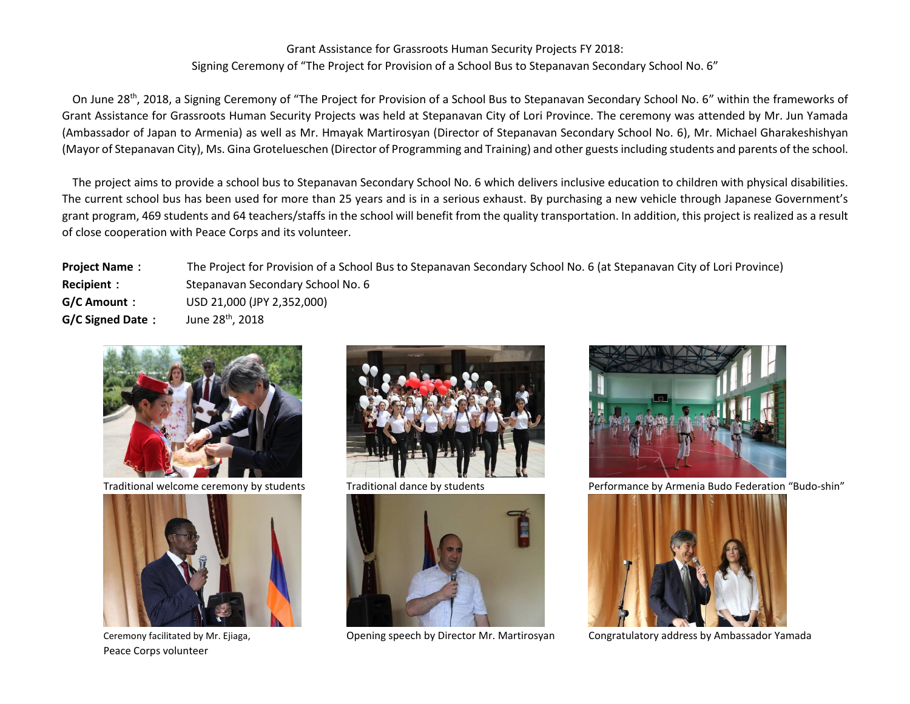Grant Assistance for Grassroots Human Security Projects FY 2018:
Signing Ceremony of "The Project for Provision of a School Bus to Stepanavan Secondary School No. 6"

On June 28th, 2018, a Signing Ceremony of "The Project for Provision of a School Bus to Stepanavan Secondary School No. 6" within the frameworks of Grant Assistance for Grassroots Human Security Projects was held at Stepanavan City of Lori Province. The ceremony was attended by Mr. Jun Yamada (Ambassador of Japan to Armenia) as well as Mr. Hmayak Martirosyan (Director of Stepanavan Secondary School No. 6), Mr. Michael Gharakeshishyan (Mayor of Stepanavan City), Ms. Gina Grotelueschen (Director of Programming and Training) and other guests including students and parents of the school.

The project aims to provide a school bus to Stepanavan Secondary School No. 6 which delivers inclusive education to children with physical disabilities. The current school bus has been used for more than 25 years and is in a serious exhaust. By purchasing a new vehicle through Japanese Government's grant program, 469 students and 64 teachers/staffs in the school will benefit from the quality transportation. In addition, this project is realized as a result of close cooperation with Peace Corps and its volunteer.

**Project Name：** The Project for Provision of a School Bus to Stepanavan Secondary School No. 6 (at Stepanavan City of Lori Province)
**Recipient：** Stepanavan Secondary School No. 6
**G/C Amount：** USD 21,000 (JPY 2,352,000)
**G/C Signed Date：** June 28th, 2018

Traditional welcome ceremony by students

Traditional dance by students

Performance by Armenia Budo Federation "Budo-shin"

Ceremony facilitated by Mr. Ejiaga, Peace Corps volunteer

Opening speech by Director Mr. Martirosyan

Congratulatory address by Ambassador Yamada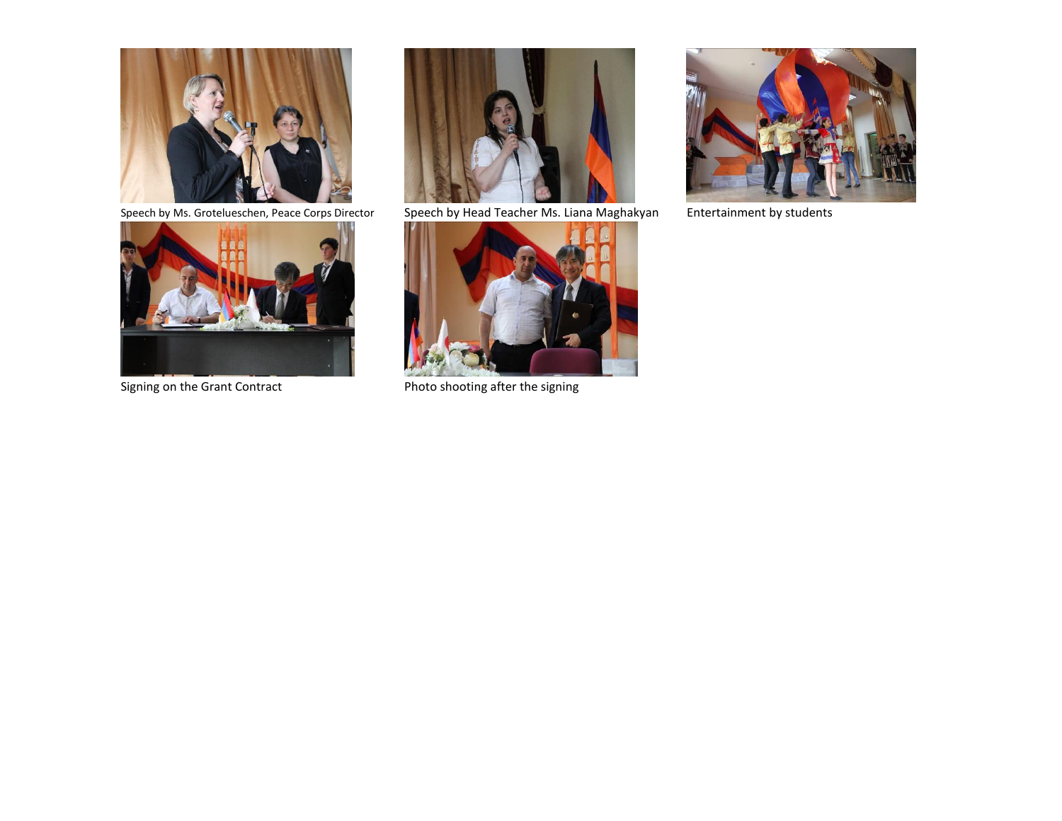Speech by Ms. Grotelueschen, Peace Corps Director

Speech by Head Teacher Ms. Liana Maghakyan

Entertainment by students

Signing on the Grant Contract

Photo shooting after the signing